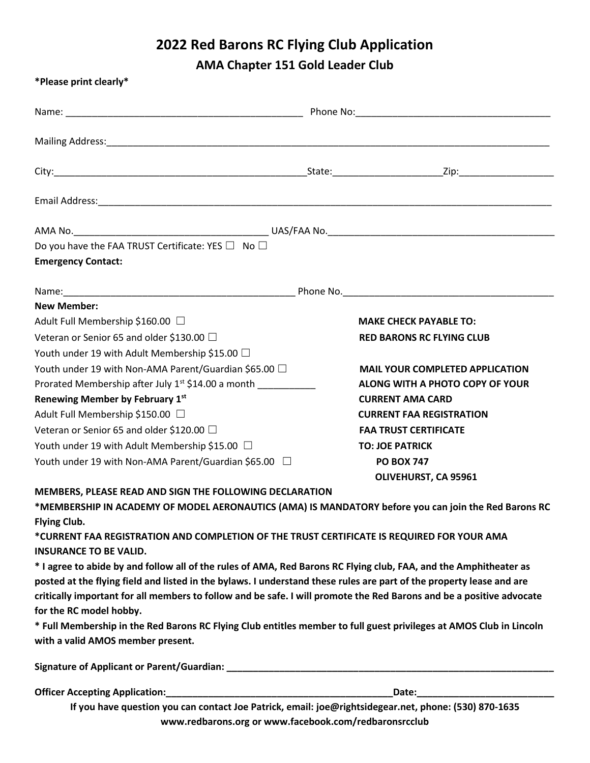# 2022 Red Barons RC Flying Club Application

## AMA Chapter 151 Gold Leader Club

**\*Please print clearly\***

Name: _____________________________________________ Phone No:____________________________________

Mailing Address:_____________________________________________________________________________________

City:_______________________________________________State:____________________Zip:_________________

Email Address:_______________________________________________________________________________________

AMA No.____________________________________ UAS/FAA No.__________________________________________

Do you have the FAA TRUST Certificate: YES ☐ No ☐

**Emergency Contact:**

Name:___________________________________________ Phone No.________________________________________

**New Member:**

Adult Full Membership $160.00 ☐

Veteran or Senior 65 and older $130.00 ☐

Youth under 19 with Adult Membership $15.00 ☐

Youth under 19 with Non-AMA Parent/Guardian $65.00 ☐

Prorated Membership after July 1st $14.00 a month __________

**Renewing Member by February 1st**

Adult Full Membership $150.00 ☐

Veteran or Senior 65 and older $120.00 ☐

Youth under 19 with Adult Membership $15.00 ☐

Youth under 19 with Non-AMA Parent/Guardian $65.00 ☐

**MAKE CHECK PAYABLE TO:**
**RED BARONS RC FLYING CLUB**

**MAIL YOUR COMPLETED APPLICATION ALONG WITH A PHOTO COPY OF YOUR**
**CURRENT AMA CARD**
**CURRENT FAA REGISTRATION**
**FAA TRUST CERTIFICATE**
**TO: JOE PATRICK**
**PO BOX 747**
**OLIVEHURST, CA 95961**

**MEMBERS, PLEASE READ AND SIGN THE FOLLOWING DECLARATION**

**\*MEMBERSHIP IN ACADEMY OF MODEL AERONAUTICS (AMA) IS MANDATORY before you can join the Red Barons RC Flying Club.**

**\*CURRENT FAA REGISTRATION AND COMPLETION OF THE TRUST CERTIFICATE IS REQUIRED FOR YOUR AMA INSURANCE TO BE VALID.**

**\* I agree to abide by and follow all of the rules of AMA, Red Barons RC Flying club, FAA, and the Amphitheater as posted at the flying field and listed in the bylaws. I understand these rules are part of the property lease and are critically important for all members to follow and be safe. I will promote the Red Barons and be a positive advocate for the RC model hobby.**

**\* Full Membership in the Red Barons RC Flying Club entitles member to full guest privileges at AMOS Club in Lincoln with a valid AMOS member present.**

**Signature of Applicant or Parent/Guardian: ____________________________________________________________**

**Officer Accepting Application:____________________________________________Date:_________________________**

**If you have question you can contact Joe Patrick, email: joe@rightsidegear.net, phone: (530) 870-1635**
**www.redbarons.org or www.facebook.com/redbaronsrcclub**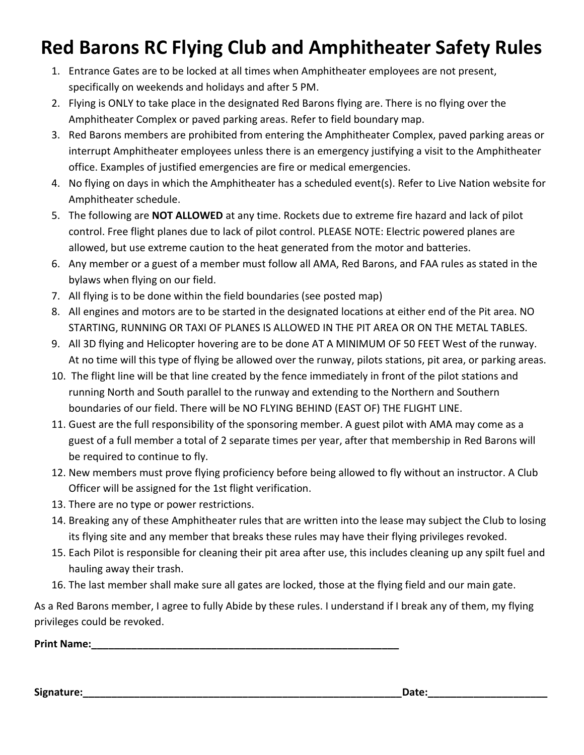# Red Barons RC Flying Club and Amphitheater Safety Rules

1. Entrance Gates are to be locked at all times when Amphitheater employees are not present, specifically on weekends and holidays and after 5 PM.
2. Flying is ONLY to take place in the designated Red Barons flying are. There is no flying over the Amphitheater Complex or paved parking areas. Refer to field boundary map.
3. Red Barons members are prohibited from entering the Amphitheater Complex, paved parking areas or interrupt Amphitheater employees unless there is an emergency justifying a visit to the Amphitheater office. Examples of justified emergencies are fire or medical emergencies.
4. No flying on days in which the Amphitheater has a scheduled event(s). Refer to Live Nation website for Amphitheater schedule.
5. The following are **NOT ALLOWED** at any time. Rockets due to extreme fire hazard and lack of pilot control. Free flight planes due to lack of pilot control. PLEASE NOTE: Electric powered planes are allowed, but use extreme caution to the heat generated from the motor and batteries.
6. Any member or a guest of a member must follow all AMA, Red Barons, and FAA rules as stated in the bylaws when flying on our field.
7. All flying is to be done within the field boundaries (see posted map)
8. All engines and motors are to be started in the designated locations at either end of the Pit area. NO STARTING, RUNNING OR TAXI OF PLANES IS ALLOWED IN THE PIT AREA OR ON THE METAL TABLES.
9. All 3D flying and Helicopter hovering are to be done AT A MINIMUM OF 50 FEET West of the runway. At no time will this type of flying be allowed over the runway, pilots stations, pit area, or parking areas.
10. The flight line will be that line created by the fence immediately in front of the pilot stations and running North and South parallel to the runway and extending to the Northern and Southern boundaries of our field. There will be NO FLYING BEHIND (EAST OF) THE FLIGHT LINE.
11. Guest are the full responsibility of the sponsoring member. A guest pilot with AMA may come as a guest of a full member a total of 2 separate times per year, after that membership in Red Barons will be required to continue to fly.
12. New members must prove flying proficiency before being allowed to fly without an instructor. A Club Officer will be assigned for the 1st flight verification.
13. There are no type or power restrictions.
14. Breaking any of these Amphitheater rules that are written into the lease may subject the Club to losing its flying site and any member that breaks these rules may have their flying privileges revoked.
15. Each Pilot is responsible for cleaning their pit area after use, this includes cleaning up any spilt fuel and hauling away their trash.
16. The last member shall make sure all gates are locked, those at the flying field and our main gate.

As a Red Barons member, I agree to fully Abide by these rules. I understand if I break any of them, my flying privileges could be revoked.

**Print Name:**___________________________________________________________

**Signature:**_____________________________________________________________ **Date:**_____________________